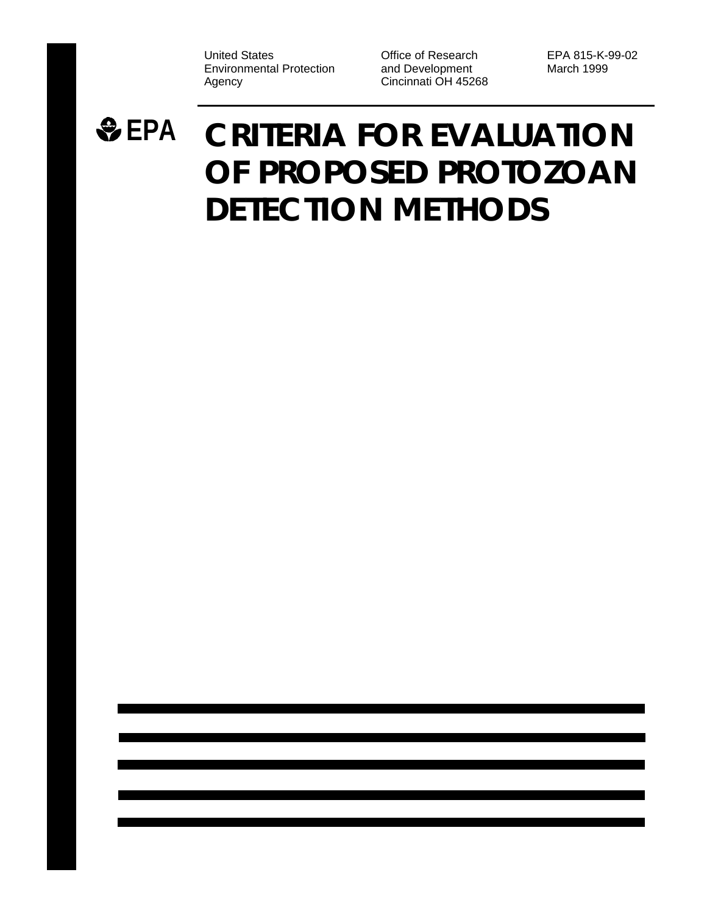United States
Environmental Protection
Agency

Office of Research
and Development
Cincinnati OH 45268

EPA 815-K-99-02
March 1999

EPA

# CRITERIA FOR EVALUATION OF PROPOSED PROTOZOAN DETECTION METHODS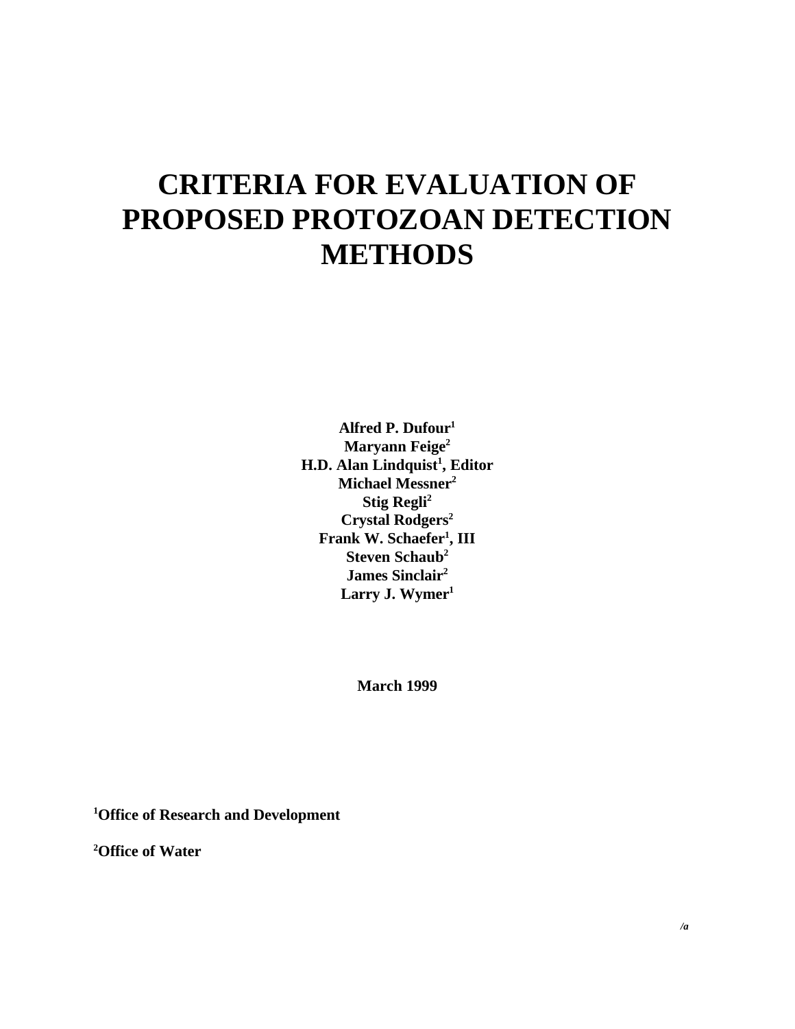# CRITERIA FOR EVALUATION OF PROPOSED PROTOZOAN DETECTION METHODS

**Alfred P. Dufour[1]**
**Maryann Feige[2]**
**H.D. Alan Lindquist[1], Editor**
**Michael Messner[2]**
**Stig Regli[2]**
**Crystal Rodgers[2]**
**Frank W. Schaefer[1], III**
**Steven Schaub[2]**
**James Sinclair[2]**
**Larry J. Wymer[1]**

**March 1999**

**[1]Office of Research and Development**

**[2]Office of Water**

*/a*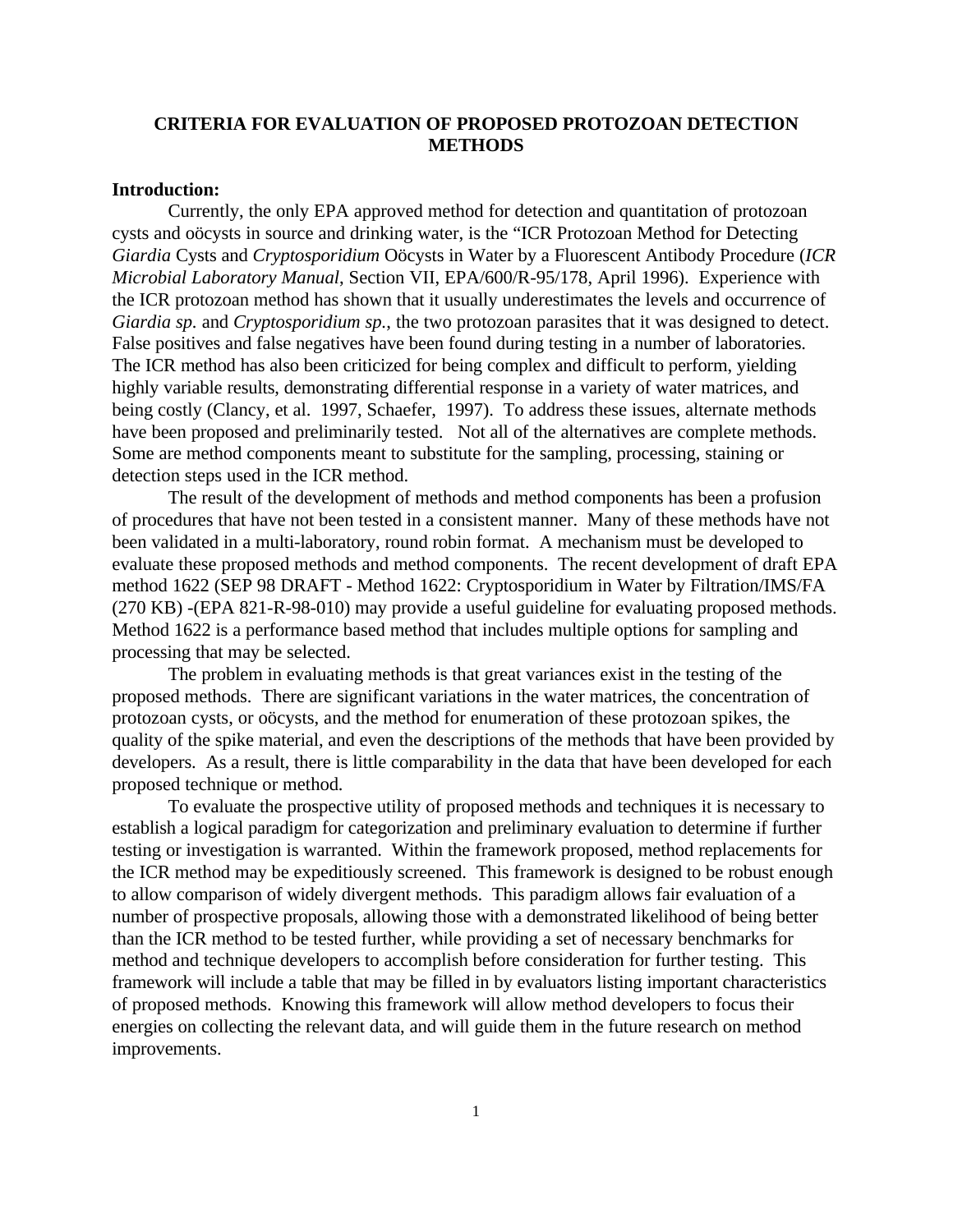# CRITERIA FOR EVALUATION OF PROPOSED PROTOZOAN DETECTION METHODS

**Introduction:**

Currently, the only EPA approved method for detection and quantitation of protozoan cysts and oöcysts in source and drinking water, is the "ICR Protozoan Method for Detecting *Giardia* Cysts and *Cryptosporidium* Oöcysts in Water by a Fluorescent Antibody Procedure (*ICR Microbial Laboratory Manual*, Section VII, EPA/600/R-95/178, April 1996). Experience with the ICR protozoan method has shown that it usually underestimates the levels and occurrence of *Giardia sp.* and *Cryptosporidium sp.*, the two protozoan parasites that it was designed to detect. False positives and false negatives have been found during testing in a number of laboratories. The ICR method has also been criticized for being complex and difficult to perform, yielding highly variable results, demonstrating differential response in a variety of water matrices, and being costly (Clancy, et al. 1997, Schaefer, 1997). To address these issues, alternate methods have been proposed and preliminarily tested. Not all of the alternatives are complete methods. Some are method components meant to substitute for the sampling, processing, staining or detection steps used in the ICR method.

The result of the development of methods and method components has been a profusion of procedures that have not been tested in a consistent manner. Many of these methods have not been validated in a multi-laboratory, round robin format. A mechanism must be developed to evaluate these proposed methods and method components. The recent development of draft EPA method 1622 (SEP 98 DRAFT - Method 1622: Cryptosporidium in Water by Filtration/IMS/FA (270 KB) -(EPA 821-R-98-010) may provide a useful guideline for evaluating proposed methods. Method 1622 is a performance based method that includes multiple options for sampling and processing that may be selected.

The problem in evaluating methods is that great variances exist in the testing of the proposed methods. There are significant variations in the water matrices, the concentration of protozoan cysts, or oöcysts, and the method for enumeration of these protozoan spikes, the quality of the spike material, and even the descriptions of the methods that have been provided by developers. As a result, there is little comparability in the data that have been developed for each proposed technique or method.

To evaluate the prospective utility of proposed methods and techniques it is necessary to establish a logical paradigm for categorization and preliminary evaluation to determine if further testing or investigation is warranted. Within the framework proposed, method replacements for the ICR method may be expeditiously screened. This framework is designed to be robust enough to allow comparison of widely divergent methods. This paradigm allows fair evaluation of a number of prospective proposals, allowing those with a demonstrated likelihood of being better than the ICR method to be tested further, while providing a set of necessary benchmarks for method and technique developers to accomplish before consideration for further testing. This framework will include a table that may be filled in by evaluators listing important characteristics of proposed methods. Knowing this framework will allow method developers to focus their energies on collecting the relevant data, and will guide them in the future research on method improvements.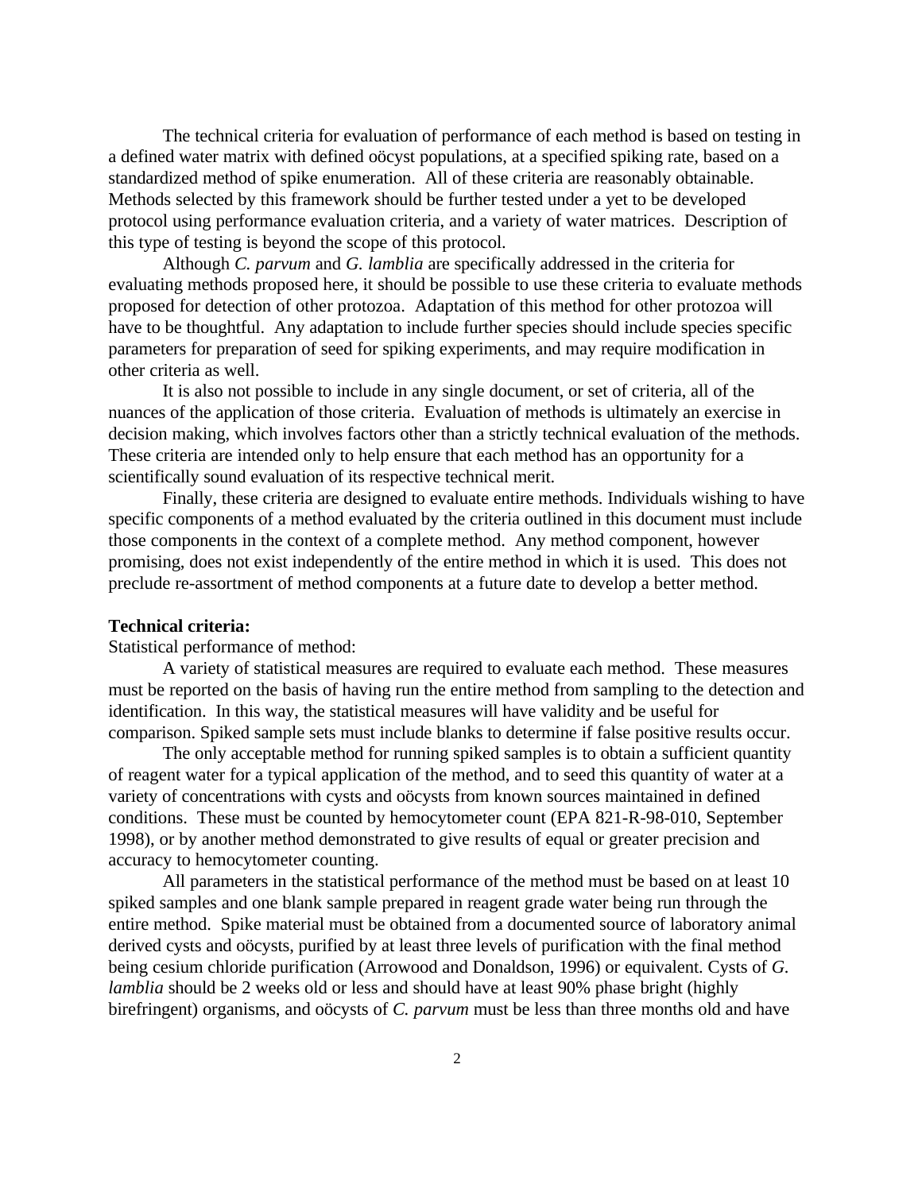The technical criteria for evaluation of performance of each method is based on testing in a defined water matrix with defined oöcyst populations, at a specified spiking rate, based on a standardized method of spike enumeration. All of these criteria are reasonably obtainable. Methods selected by this framework should be further tested under a yet to be developed protocol using performance evaluation criteria, and a variety of water matrices. Description of this type of testing is beyond the scope of this protocol.

Although *C. parvum* and *G. lamblia* are specifically addressed in the criteria for evaluating methods proposed here, it should be possible to use these criteria to evaluate methods proposed for detection of other protozoa. Adaptation of this method for other protozoa will have to be thoughtful. Any adaptation to include further species should include species specific parameters for preparation of seed for spiking experiments, and may require modification in other criteria as well.

It is also not possible to include in any single document, or set of criteria, all of the nuances of the application of those criteria. Evaluation of methods is ultimately an exercise in decision making, which involves factors other than a strictly technical evaluation of the methods. These criteria are intended only to help ensure that each method has an opportunity for a scientifically sound evaluation of its respective technical merit.

Finally, these criteria are designed to evaluate entire methods. Individuals wishing to have specific components of a method evaluated by the criteria outlined in this document must include those components in the context of a complete method. Any method component, however promising, does not exist independently of the entire method in which it is used. This does not preclude re-assortment of method components at a future date to develop a better method.

**Technical criteria:**

Statistical performance of method:

A variety of statistical measures are required to evaluate each method. These measures must be reported on the basis of having run the entire method from sampling to the detection and identification. In this way, the statistical measures will have validity and be useful for comparison. Spiked sample sets must include blanks to determine if false positive results occur.

The only acceptable method for running spiked samples is to obtain a sufficient quantity of reagent water for a typical application of the method, and to seed this quantity of water at a variety of concentrations with cysts and oöcysts from known sources maintained in defined conditions. These must be counted by hemocytometer count (EPA 821-R-98-010, September 1998), or by another method demonstrated to give results of equal or greater precision and accuracy to hemocytometer counting.

All parameters in the statistical performance of the method must be based on at least 10 spiked samples and one blank sample prepared in reagent grade water being run through the entire method. Spike material must be obtained from a documented source of laboratory animal derived cysts and oöcysts, purified by at least three levels of purification with the final method being cesium chloride purification (Arrowood and Donaldson, 1996) or equivalent. Cysts of *G. lamblia* should be 2 weeks old or less and should have at least 90% phase bright (highly birefringent) organisms, and oöcysts of *C. parvum* must be less than three months old and have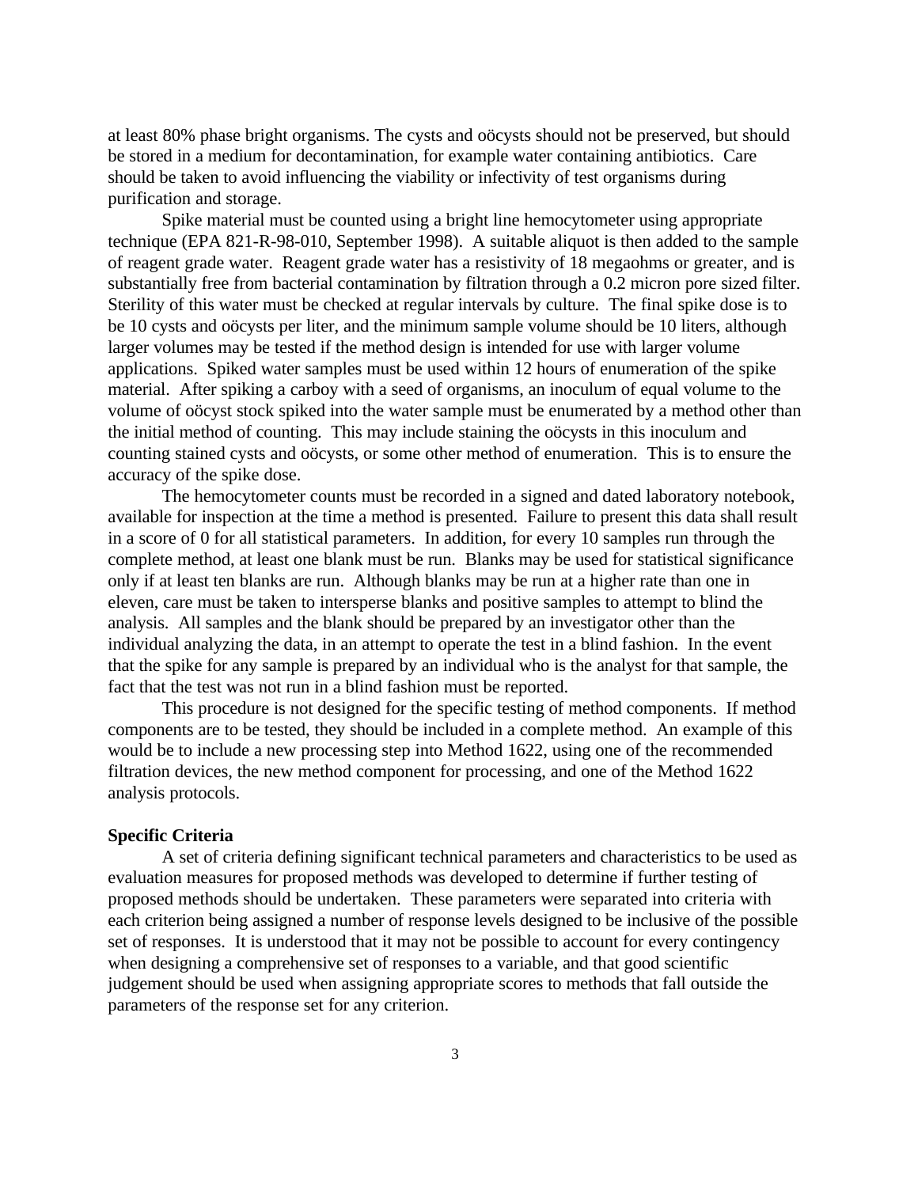at least 80% phase bright organisms. The cysts and oöcysts should not be preserved, but should be stored in a medium for decontamination, for example water containing antibiotics. Care should be taken to avoid influencing the viability or infectivity of test organisms during purification and storage.

Spike material must be counted using a bright line hemocytometer using appropriate technique (EPA 821-R-98-010, September 1998). A suitable aliquot is then added to the sample of reagent grade water. Reagent grade water has a resistivity of 18 megaohms or greater, and is substantially free from bacterial contamination by filtration through a 0.2 micron pore sized filter. Sterility of this water must be checked at regular intervals by culture. The final spike dose is to be 10 cysts and oöcysts per liter, and the minimum sample volume should be 10 liters, although larger volumes may be tested if the method design is intended for use with larger volume applications. Spiked water samples must be used within 12 hours of enumeration of the spike material. After spiking a carboy with a seed of organisms, an inoculum of equal volume to the volume of oöcyst stock spiked into the water sample must be enumerated by a method other than the initial method of counting. This may include staining the oöcysts in this inoculum and counting stained cysts and oöcysts, or some other method of enumeration. This is to ensure the accuracy of the spike dose.

The hemocytometer counts must be recorded in a signed and dated laboratory notebook, available for inspection at the time a method is presented. Failure to present this data shall result in a score of 0 for all statistical parameters. In addition, for every 10 samples run through the complete method, at least one blank must be run. Blanks may be used for statistical significance only if at least ten blanks are run. Although blanks may be run at a higher rate than one in eleven, care must be taken to intersperse blanks and positive samples to attempt to blind the analysis. All samples and the blank should be prepared by an investigator other than the individual analyzing the data, in an attempt to operate the test in a blind fashion. In the event that the spike for any sample is prepared by an individual who is the analyst for that sample, the fact that the test was not run in a blind fashion must be reported.

This procedure is not designed for the specific testing of method components. If method components are to be tested, they should be included in a complete method. An example of this would be to include a new processing step into Method 1622, using one of the recommended filtration devices, the new method component for processing, and one of the Method 1622 analysis protocols.

**Specific Criteria**

A set of criteria defining significant technical parameters and characteristics to be used as evaluation measures for proposed methods was developed to determine if further testing of proposed methods should be undertaken. These parameters were separated into criteria with each criterion being assigned a number of response levels designed to be inclusive of the possible set of responses. It is understood that it may not be possible to account for every contingency when designing a comprehensive set of responses to a variable, and that good scientific judgement should be used when assigning appropriate scores to methods that fall outside the parameters of the response set for any criterion.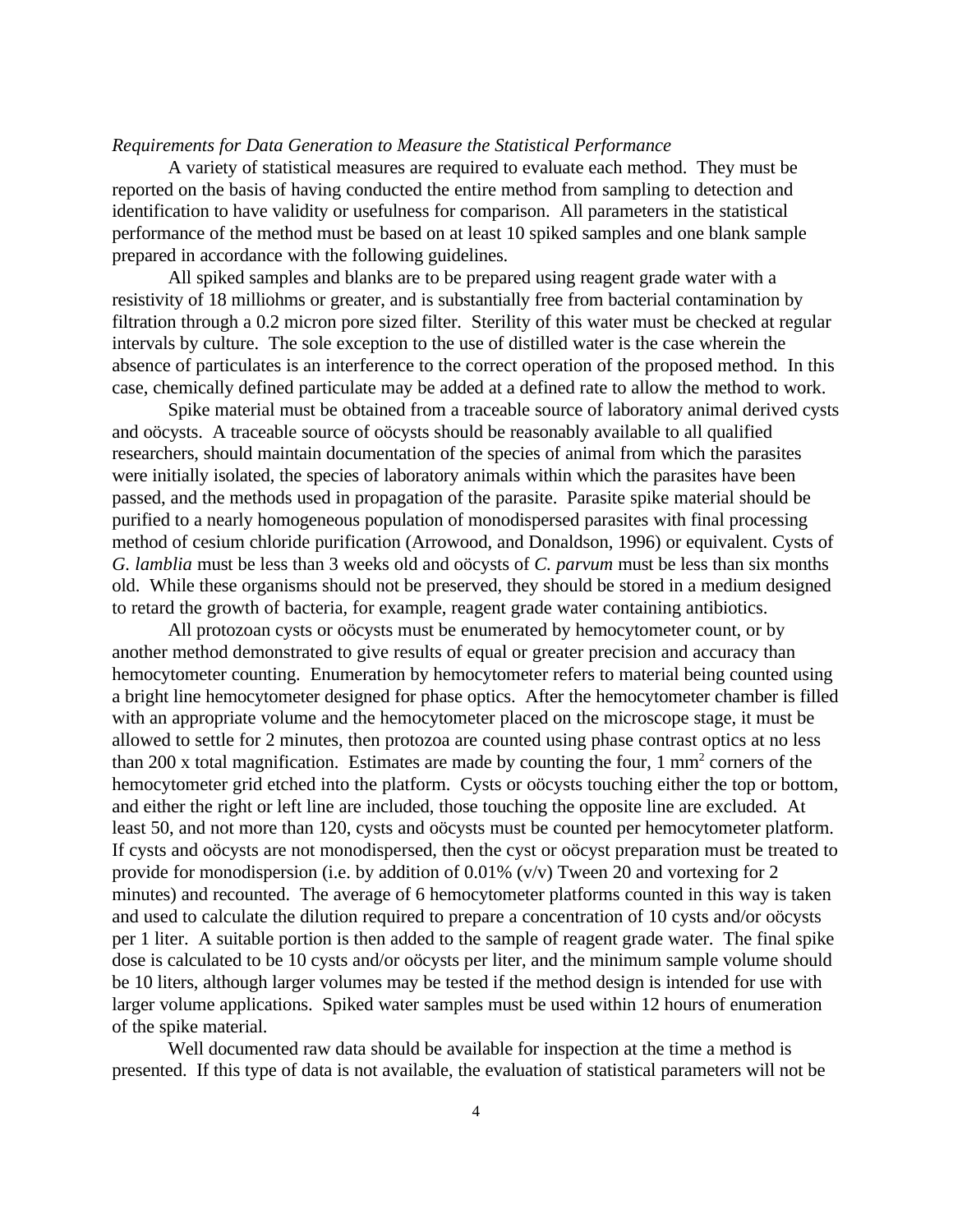*Requirements for Data Generation to Measure the Statistical Performance*

A variety of statistical measures are required to evaluate each method. They must be reported on the basis of having conducted the entire method from sampling to detection and identification to have validity or usefulness for comparison. All parameters in the statistical performance of the method must be based on at least 10 spiked samples and one blank sample prepared in accordance with the following guidelines.

All spiked samples and blanks are to be prepared using reagent grade water with a resistivity of 18 milliohms or greater, and is substantially free from bacterial contamination by filtration through a 0.2 micron pore sized filter. Sterility of this water must be checked at regular intervals by culture. The sole exception to the use of distilled water is the case wherein the absence of particulates is an interference to the correct operation of the proposed method. In this case, chemically defined particulate may be added at a defined rate to allow the method to work.

Spike material must be obtained from a traceable source of laboratory animal derived cysts and oöcysts. A traceable source of oöcysts should be reasonably available to all qualified researchers, should maintain documentation of the species of animal from which the parasites were initially isolated, the species of laboratory animals within which the parasites have been passed, and the methods used in propagation of the parasite. Parasite spike material should be purified to a nearly homogeneous population of monodispersed parasites with final processing method of cesium chloride purification (Arrowood, and Donaldson, 1996) or equivalent. Cysts of *G. lamblia* must be less than 3 weeks old and oöcysts of *C. parvum* must be less than six months old. While these organisms should not be preserved, they should be stored in a medium designed to retard the growth of bacteria, for example, reagent grade water containing antibiotics.

All protozoan cysts or oöcysts must be enumerated by hemocytometer count, or by another method demonstrated to give results of equal or greater precision and accuracy than hemocytometer counting. Enumeration by hemocytometer refers to material being counted using a bright line hemocytometer designed for phase optics. After the hemocytometer chamber is filled with an appropriate volume and the hemocytometer placed on the microscope stage, it must be allowed to settle for 2 minutes, then protozoa are counted using phase contrast optics at no less than 200 x total magnification. Estimates are made by counting the four, 1 $mm^2$ corners of the hemocytometer grid etched into the platform. Cysts or oöcysts touching either the top or bottom, and either the right or left line are included, those touching the opposite line are excluded. At least 50, and not more than 120, cysts and oöcysts must be counted per hemocytometer platform. If cysts and oöcysts are not monodispersed, then the cyst or oöcyst preparation must be treated to provide for monodispersion (i.e. by addition of 0.01% (v/v) Tween 20 and vortexing for 2 minutes) and recounted. The average of 6 hemocytometer platforms counted in this way is taken and used to calculate the dilution required to prepare a concentration of 10 cysts and/or oöcysts per 1 liter. A suitable portion is then added to the sample of reagent grade water. The final spike dose is calculated to be 10 cysts and/or oöcysts per liter, and the minimum sample volume should be 10 liters, although larger volumes may be tested if the method design is intended for use with larger volume applications. Spiked water samples must be used within 12 hours of enumeration of the spike material.

Well documented raw data should be available for inspection at the time a method is presented. If this type of data is not available, the evaluation of statistical parameters will not be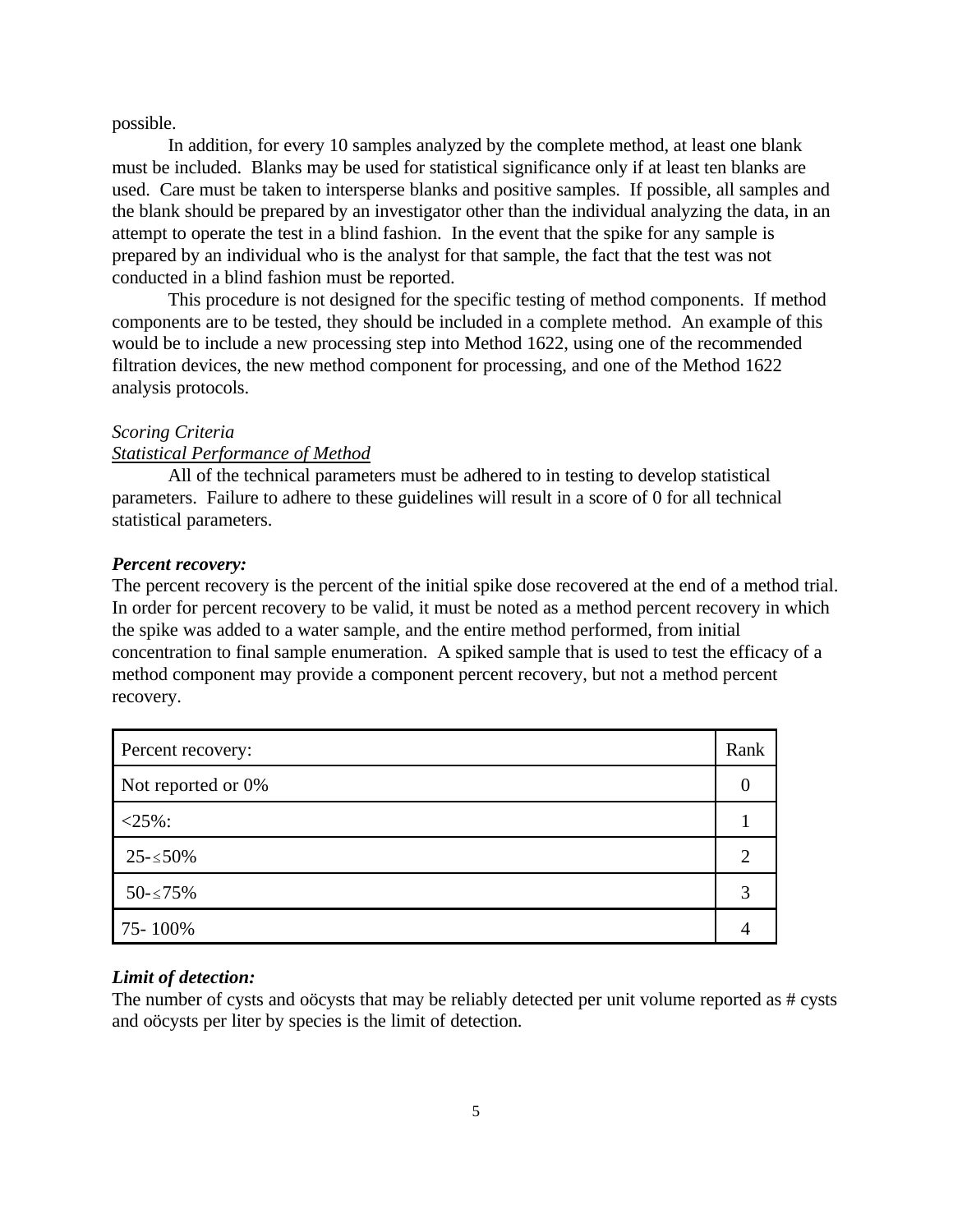possible.

In addition, for every 10 samples analyzed by the complete method, at least one blank must be included. Blanks may be used for statistical significance only if at least ten blanks are used. Care must be taken to intersperse blanks and positive samples. If possible, all samples and the blank should be prepared by an investigator other than the individual analyzing the data, in an attempt to operate the test in a blind fashion. In the event that the spike for any sample is prepared by an individual who is the analyst for that sample, the fact that the test was not conducted in a blind fashion must be reported.

This procedure is not designed for the specific testing of method components. If method components are to be tested, they should be included in a complete method. An example of this would be to include a new processing step into Method 1622, using one of the recommended filtration devices, the new method component for processing, and one of the Method 1622 analysis protocols.

*Scoring Criteria*

*<u>Statistical Performance of Method</u>*

All of the technical parameters must be adhered to in testing to develop statistical parameters. Failure to adhere to these guidelines will result in a score of 0 for all technical statistical parameters.

***Percent recovery:***

The percent recovery is the percent of the initial spike dose recovered at the end of a method trial. In order for percent recovery to be valid, it must be noted as a method percent recovery in which the spike was added to a water sample, and the entire method performed, from initial concentration to final sample enumeration. A spiked sample that is used to test the efficacy of a method component may provide a component percent recovery, but not a method percent recovery.

| Percent recovery: | Rank |
|---|---|
| Not reported or 0% | 0 |
| <25%: | 1 |
| 25-≤50% | 2 |
| 50-≤75% | 3 |
| 75- 100% | 4 |

***Limit of detection:***

The number of cysts and oöcysts that may be reliably detected per unit volume reported as # cysts and oöcysts per liter by species is the limit of detection.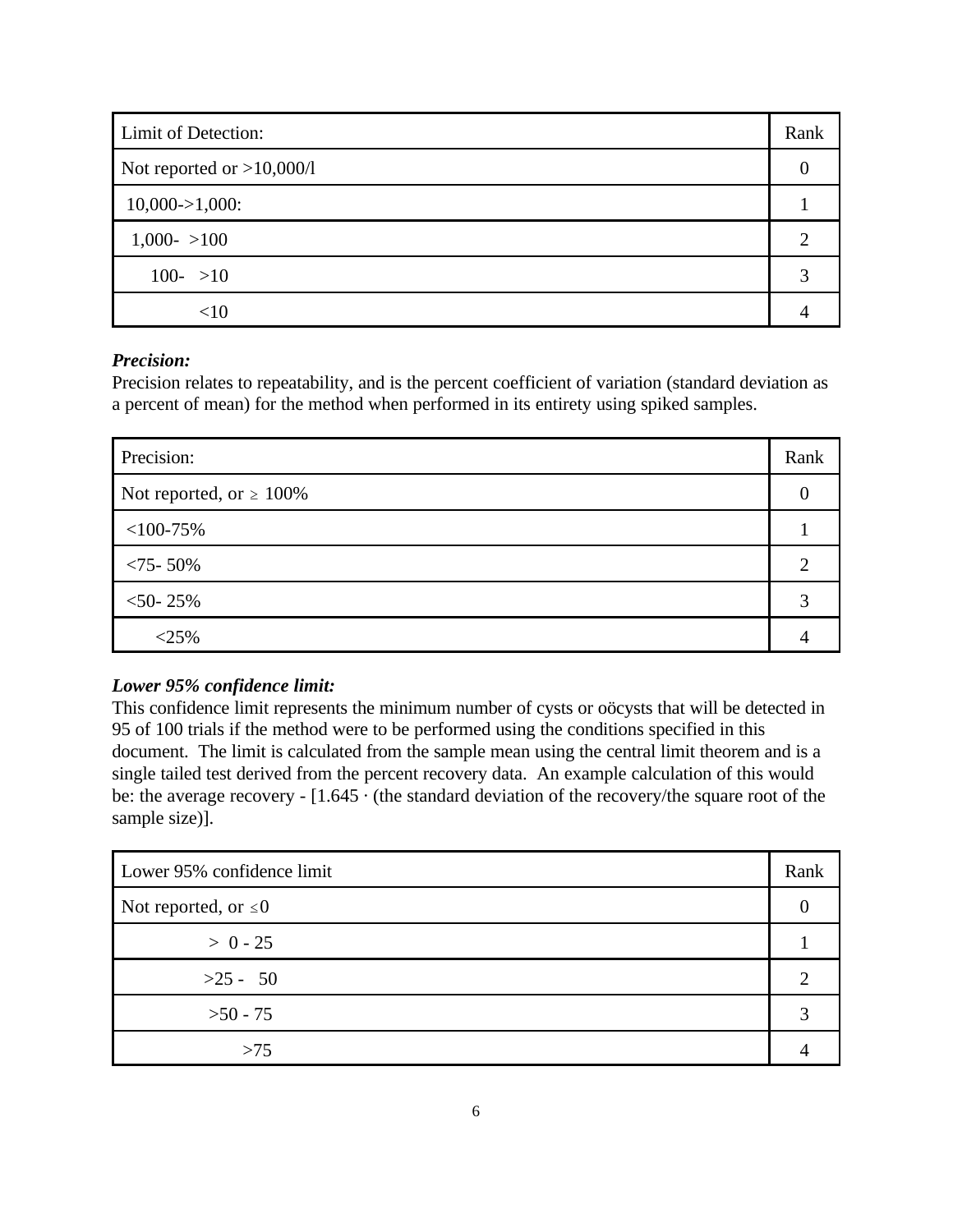| Limit of Detection: | Rank |
|---|---|
| Not reported or >10,000/l | 0 |
| 10,000->1,000: | 1 |
| 1,000- >100 | 2 |
| 100- >10 | 3 |
| <10 | 4 |

***Precision:***
Precision relates to repeatability, and is the percent coefficient of variation (standard deviation as a percent of mean) for the method when performed in its entirety using spiked samples.

| Precision: | Rank |
|---|---|
| Not reported, or ≥ 100% | 0 |
| <100-75% | 1 |
| <75- 50% | 2 |
| <50- 25% | 3 |
| <25% | 4 |

***Lower 95% confidence limit:***
This confidence limit represents the minimum number of cysts or oöcysts that will be detected in 95 of 100 trials if the method were to be performed using the conditions specified in this document. The limit is calculated from the sample mean using the central limit theorem and is a single tailed test derived from the percent recovery data. An example calculation of this would be: the average recovery - [1.645 · (the standard deviation of the recovery/the square root of the sample size)].

| Lower 95% confidence limit | Rank |
|---|---|
| Not reported, or ≤0 | 0 |
| > 0 - 25 | 1 |
| >25 - 50 | 2 |
| >50 - 75 | 3 |
| >75 | 4 |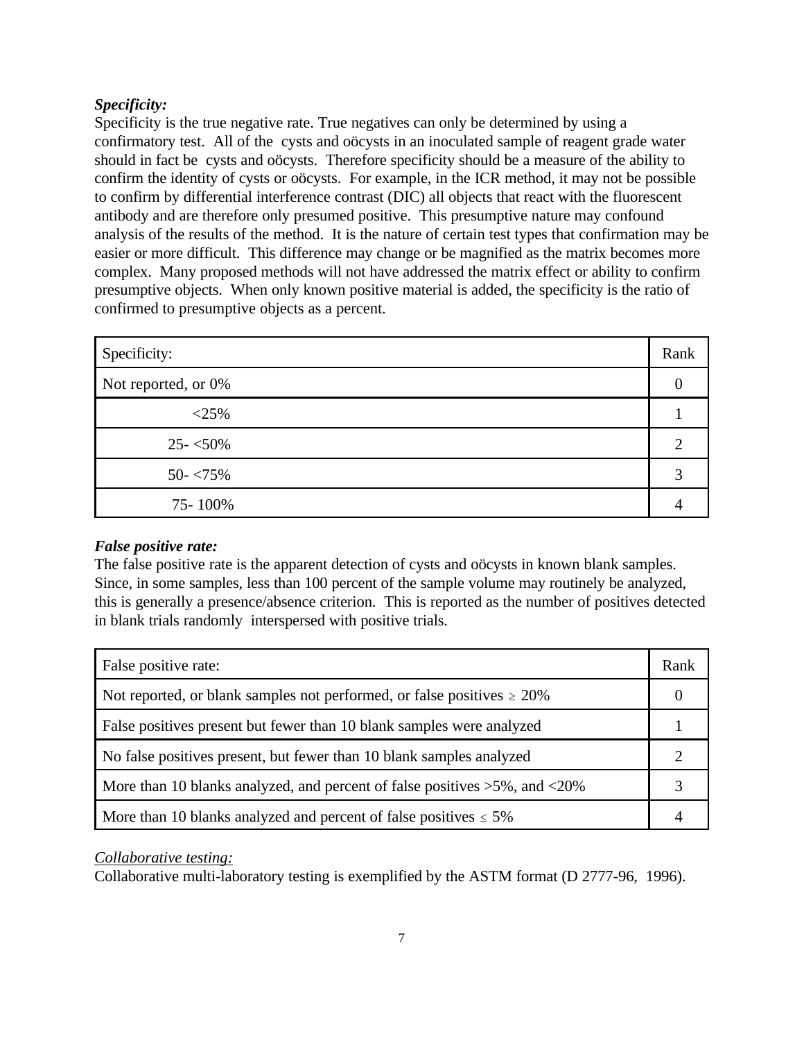***Specificity:***

Specificity is the true negative rate. True negatives can only be determined by using a confirmatory test. All of the cysts and oöcysts in an inoculated sample of reagent grade water should in fact be cysts and oöcysts. Therefore specificity should be a measure of the ability to confirm the identity of cysts or oöcysts. For example, in the ICR method, it may not be possible to confirm by differential interference contrast (DIC) all objects that react with the fluorescent antibody and are therefore only presumed positive. This presumptive nature may confound analysis of the results of the method. It is the nature of certain test types that confirmation may be easier or more difficult. This difference may change or be magnified as the matrix becomes more complex. Many proposed methods will not have addressed the matrix effect or ability to confirm presumptive objects. When only known positive material is added, the specificity is the ratio of confirmed to presumptive objects as a percent.

| Specificity: | Rank |
|---|---|
| Not reported, or 0% | 0 |
| <25% | 1 |
| 25- <50% | 2 |
| 50- <75% | 3 |
| 75- 100% | 4 |

***False positive rate:***

The false positive rate is the apparent detection of cysts and oöcysts in known blank samples. Since, in some samples, less than 100 percent of the sample volume may routinely be analyzed, this is generally a presence/absence criterion. This is reported as the number of positives detected in blank trials randomly interspersed with positive trials.

| False positive rate: | Rank |
|---|---|
| Not reported, or blank samples not performed, or false positives $\geq$ 20% | 0 |
| False positives present but fewer than 10 blank samples were analyzed | 1 |
| No false positives present, but fewer than 10 blank samples analyzed | 2 |
| More than 10 blanks analyzed, and percent of false positives >5%, and <20% | 3 |
| More than 10 blanks analyzed and percent of false positives $\leq$ 5% | 4 |

<u>*Collaborative testing:*</u>

Collaborative multi-laboratory testing is exemplified by the ASTM format (D 2777-96, 1996).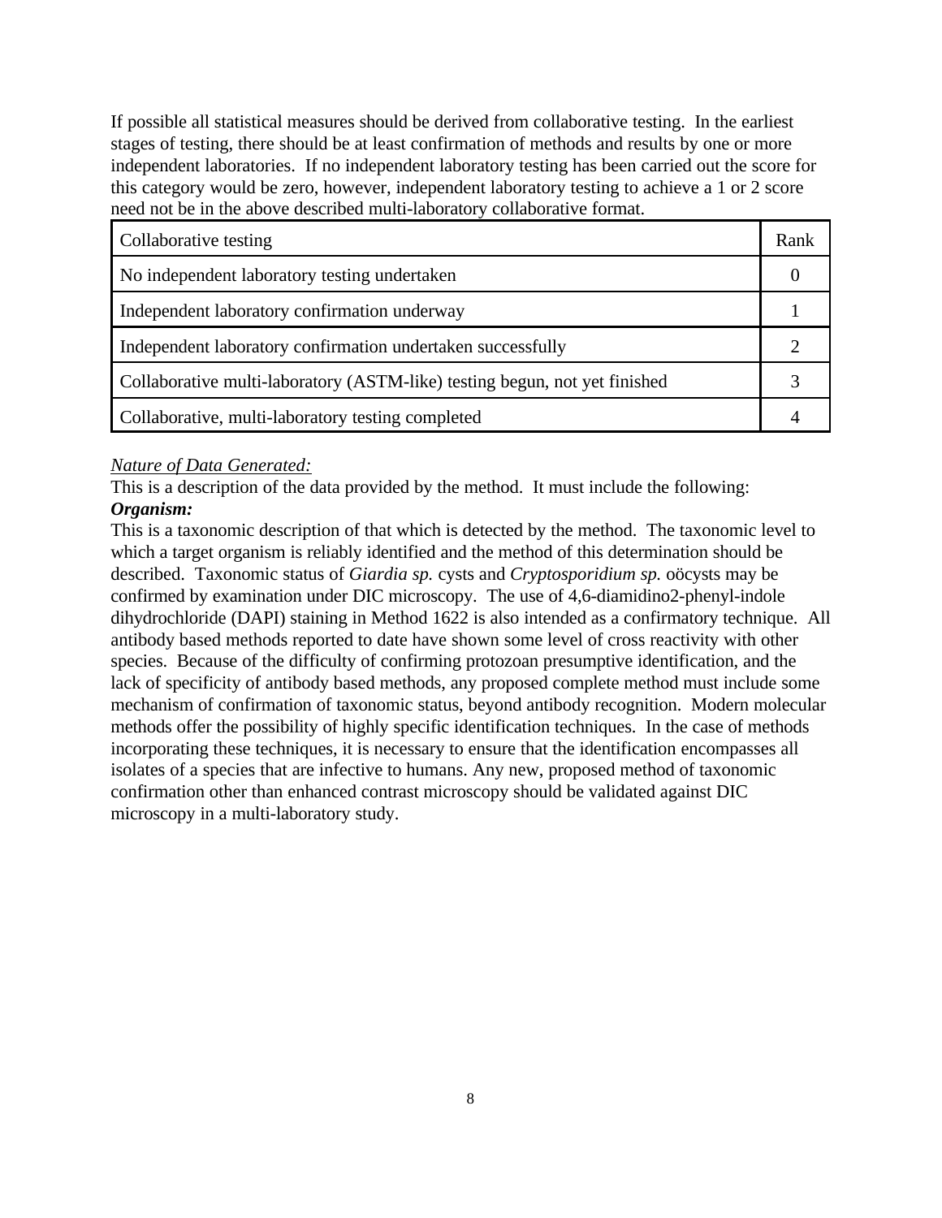If possible all statistical measures should be derived from collaborative testing. In the earliest stages of testing, there should be at least confirmation of methods and results by one or more independent laboratories. If no independent laboratory testing has been carried out the score for this category would be zero, however, independent laboratory testing to achieve a 1 or 2 score need not be in the above described multi-laboratory collaborative format.

| Collaborative testing | Rank |
|---|---|
| No independent laboratory testing undertaken | 0 |
| Independent laboratory confirmation underway | 1 |
| Independent laboratory confirmation undertaken successfully | 2 |
| Collaborative multi-laboratory (ASTM-like) testing begun, not yet finished | 3 |
| Collaborative, multi-laboratory testing completed | 4 |

<u>*Nature of Data Generated:*</u>

This is a description of the data provided by the method. It must include the following:

***Organism:***

This is a taxonomic description of that which is detected by the method. The taxonomic level to which a target organism is reliably identified and the method of this determination should be described. Taxonomic status of *Giardia sp.* cysts and *Cryptosporidium sp.* oöcysts may be confirmed by examination under DIC microscopy. The use of 4,6-diamidino2-phenyl-indole dihydrochloride (DAPI) staining in Method 1622 is also intended as a confirmatory technique. All antibody based methods reported to date have shown some level of cross reactivity with other species. Because of the difficulty of confirming protozoan presumptive identification, and the lack of specificity of antibody based methods, any proposed complete method must include some mechanism of confirmation of taxonomic status, beyond antibody recognition. Modern molecular methods offer the possibility of highly specific identification techniques. In the case of methods incorporating these techniques, it is necessary to ensure that the identification encompasses all isolates of a species that are infective to humans. Any new, proposed method of taxonomic confirmation other than enhanced contrast microscopy should be validated against DIC microscopy in a multi-laboratory study.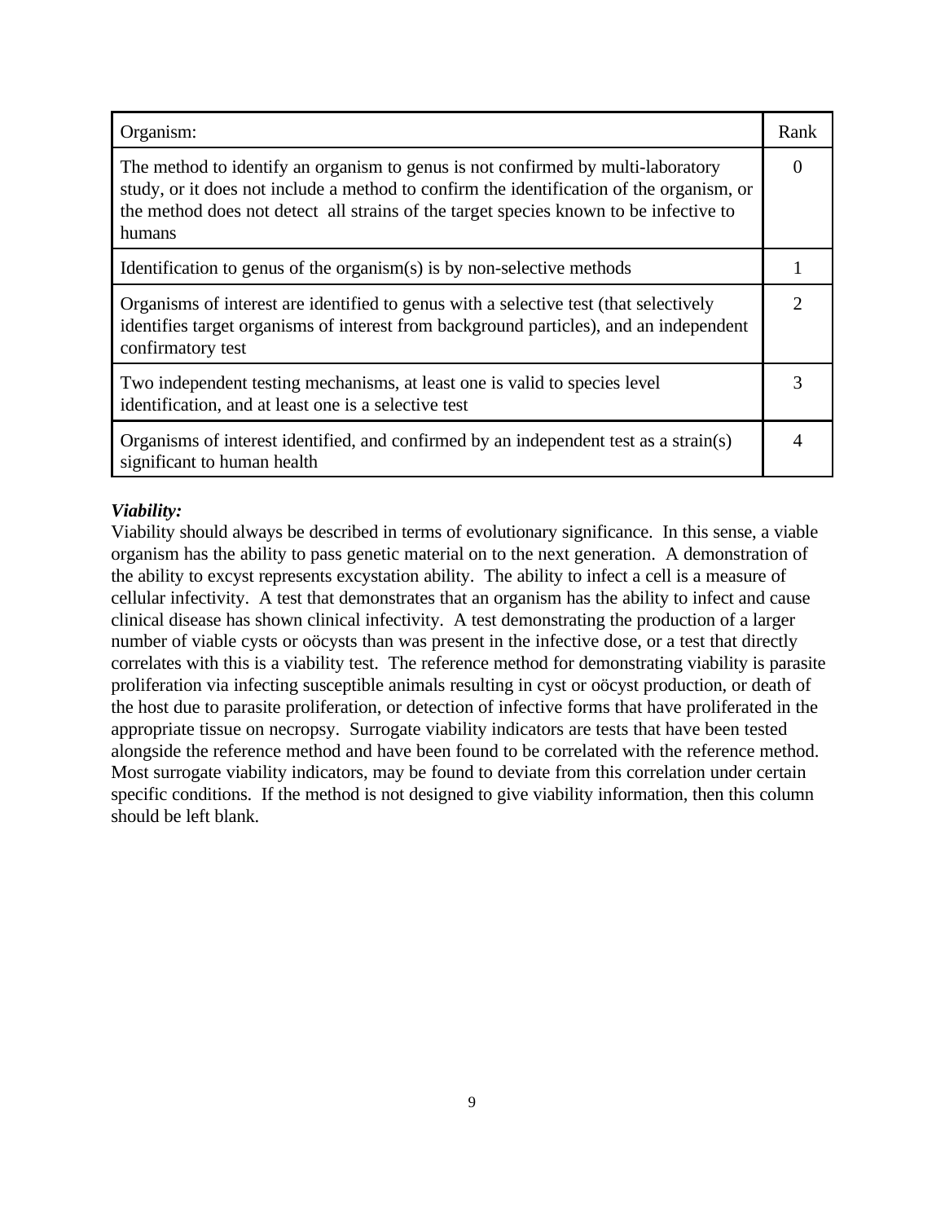| Organism: | Rank |
| --- | --- |
| The method to identify an organism to genus is not confirmed by multi-laboratory study, or it does not include a method to confirm the identification of the organism, or the method does not detect all strains of the target species known to be infective to humans | 0 |
| Identification to genus of the organism(s) is by non-selective methods | 1 |
| Organisms of interest are identified to genus with a selective test (that selectively identifies target organisms of interest from background particles), and an independent confirmatory test | 2 |
| Two independent testing mechanisms, at least one is valid to species level identification, and at least one is a selective test | 3 |
| Organisms of interest identified, and confirmed by an independent test as a strain(s) significant to human health | 4 |

***Viability:***

Viability should always be described in terms of evolutionary significance. In this sense, a viable organism has the ability to pass genetic material on to the next generation. A demonstration of the ability to excyst represents excystation ability. The ability to infect a cell is a measure of cellular infectivity. A test that demonstrates that an organism has the ability to infect and cause clinical disease has shown clinical infectivity. A test demonstrating the production of a larger number of viable cysts or oöcysts than was present in the infective dose, or a test that directly correlates with this is a viability test. The reference method for demonstrating viability is parasite proliferation via infecting susceptible animals resulting in cyst or oöcyst production, or death of the host due to parasite proliferation, or detection of infective forms that have proliferated in the appropriate tissue on necropsy. Surrogate viability indicators are tests that have been tested alongside the reference method and have been found to be correlated with the reference method. Most surrogate viability indicators, may be found to deviate from this correlation under certain specific conditions. If the method is not designed to give viability information, then this column should be left blank.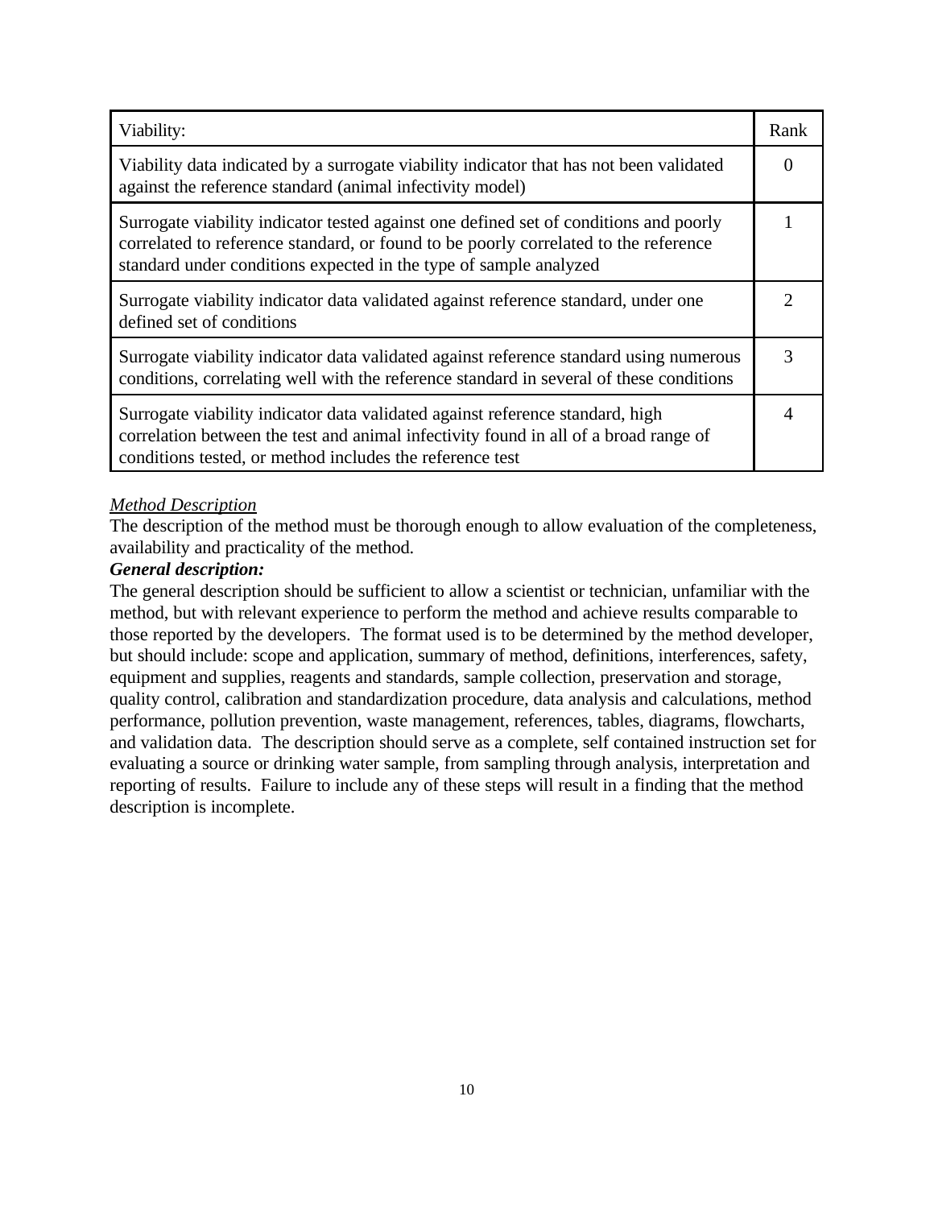| Viability: | Rank |
| --- | --- |
| Viability data indicated by a surrogate viability indicator that has not been validated against the reference standard (animal infectivity model) | 0 |
| Surrogate viability indicator tested against one defined set of conditions and poorly correlated to reference standard, or found to be poorly correlated to the reference standard under conditions expected in the type of sample analyzed | 1 |
| Surrogate viability indicator data validated against reference standard, under one defined set of conditions | 2 |
| Surrogate viability indicator data validated against reference standard using numerous conditions, correlating well with the reference standard in several of these conditions | 3 |
| Surrogate viability indicator data validated against reference standard, high correlation between the test and animal infectivity found in all of a broad range of conditions tested, or method includes the reference test | 4 |

<u>*Method Description*</u>

The description of the method must be thorough enough to allow evaluation of the completeness, availability and practicality of the method.

***General description:***

The general description should be sufficient to allow a scientist or technician, unfamiliar with the method, but with relevant experience to perform the method and achieve results comparable to those reported by the developers. The format used is to be determined by the method developer, but should include: scope and application, summary of method, definitions, interferences, safety, equipment and supplies, reagents and standards, sample collection, preservation and storage, quality control, calibration and standardization procedure, data analysis and calculations, method performance, pollution prevention, waste management, references, tables, diagrams, flowcharts, and validation data. The description should serve as a complete, self contained instruction set for evaluating a source or drinking water sample, from sampling through analysis, interpretation and reporting of results. Failure to include any of these steps will result in a finding that the method description is incomplete.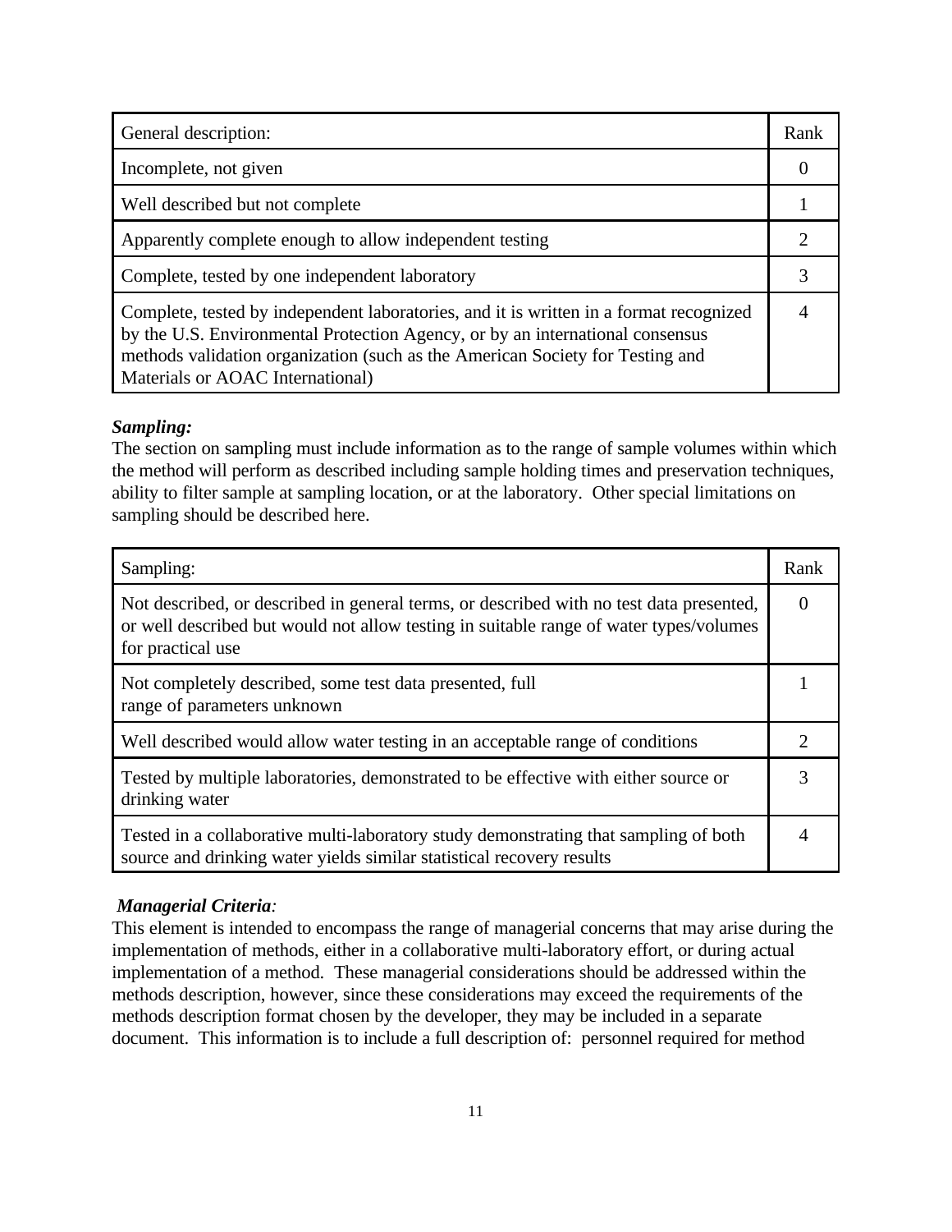| General description: | Rank |
| --- | --- |
| Incomplete, not given | 0 |
| Well described but not complete | 1 |
| Apparently complete enough to allow independent testing | 2 |
| Complete, tested by one independent laboratory | 3 |
| Complete, tested by independent laboratories, and it is written in a format recognized by the U.S. Environmental Protection Agency, or by an international consensus methods validation organization (such as the American Society for Testing and Materials or AOAC International) | 4 |

***Sampling:***
The section on sampling must include information as to the range of sample volumes within which the method will perform as described including sample holding times and preservation techniques, ability to filter sample at sampling location, or at the laboratory. Other special limitations on sampling should be described here.

| Sampling: | Rank |
| --- | --- |
| Not described, or described in general terms, or described with no test data presented, or well described but would not allow testing in suitable range of water types/volumes for practical use | 0 |
| Not completely described, some test data presented, full range of parameters unknown | 1 |
| Well described would allow water testing in an acceptable range of conditions | 2 |
| Tested by multiple laboratories, demonstrated to be effective with either source or drinking water | 3 |
| Tested in a collaborative multi-laboratory study demonstrating that sampling of both source and drinking water yields similar statistical recovery results | 4 |

***Managerial Criteria:***
This element is intended to encompass the range of managerial concerns that may arise during the implementation of methods, either in a collaborative multi-laboratory effort, or during actual implementation of a method. These managerial considerations should be addressed within the methods description, however, since these considerations may exceed the requirements of the methods description format chosen by the developer, they may be included in a separate document. This information is to include a full description of: personnel required for method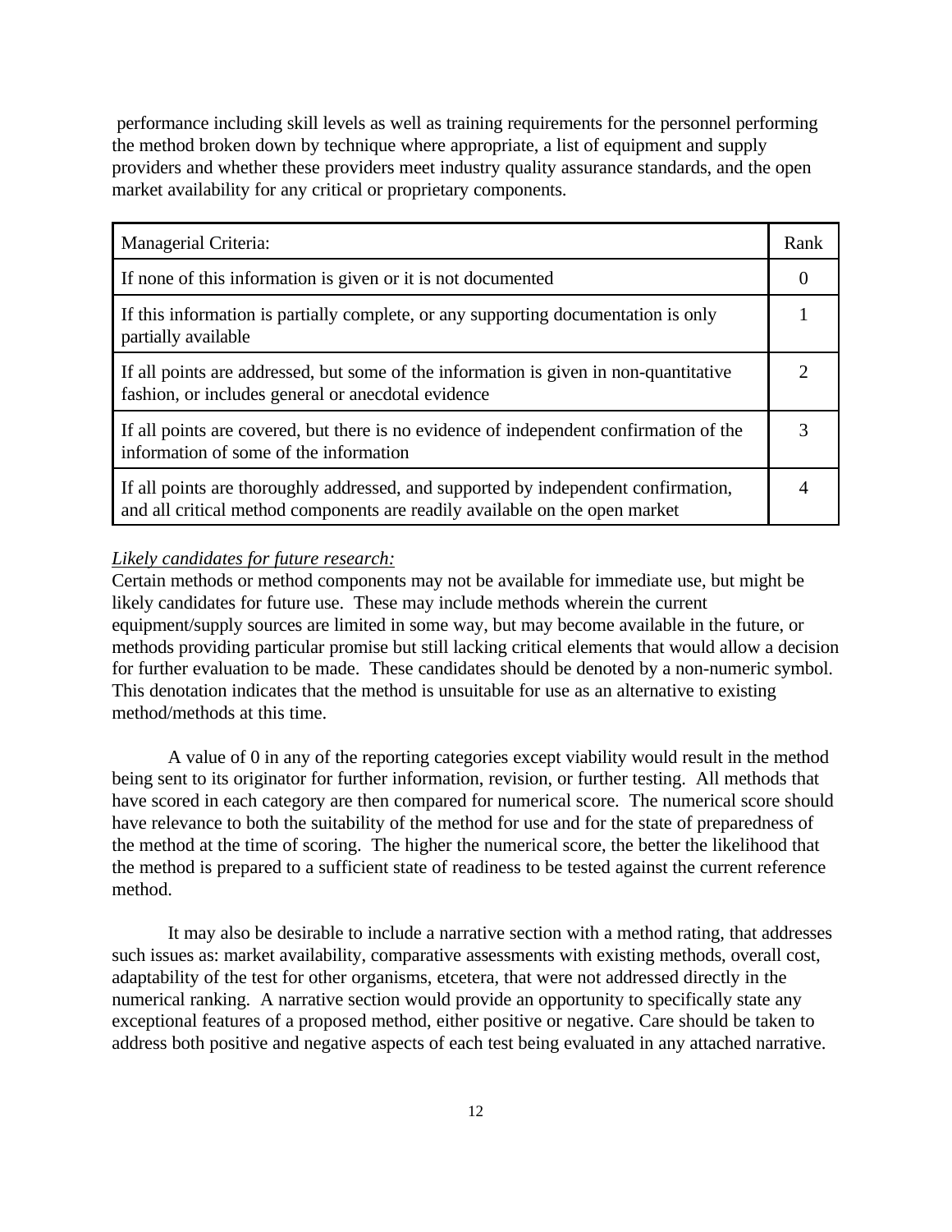performance including skill levels as well as training requirements for the personnel performing the method broken down by technique where appropriate, a list of equipment and supply providers and whether these providers meet industry quality assurance standards, and the open market availability for any critical or proprietary components.

| Managerial Criteria: | Rank |
|---|---|
| If none of this information is given or it is not documented | 0 |
| If this information is partially complete, or any supporting documentation is only partially available | 1 |
| If all points are addressed, but some of the information is given in non-quantitative fashion, or includes general or anecdotal evidence | 2 |
| If all points are covered, but there is no evidence of independent confirmation of the information of some of the information | 3 |
| If all points are thoroughly addressed, and supported by independent confirmation, and all critical method components are readily available on the open market | 4 |

*Likely candidates for future research:*

Certain methods or method components may not be available for immediate use, but might be likely candidates for future use. These may include methods wherein the current equipment/supply sources are limited in some way, but may become available in the future, or methods providing particular promise but still lacking critical elements that would allow a decision for further evaluation to be made. These candidates should be denoted by a non-numeric symbol. This denotation indicates that the method is unsuitable for use as an alternative to existing method/methods at this time.

A value of 0 in any of the reporting categories except viability would result in the method being sent to its originator for further information, revision, or further testing. All methods that have scored in each category are then compared for numerical score. The numerical score should have relevance to both the suitability of the method for use and for the state of preparedness of the method at the time of scoring. The higher the numerical score, the better the likelihood that the method is prepared to a sufficient state of readiness to be tested against the current reference method.

It may also be desirable to include a narrative section with a method rating, that addresses such issues as: market availability, comparative assessments with existing methods, overall cost, adaptability of the test for other organisms, etcetera, that were not addressed directly in the numerical ranking. A narrative section would provide an opportunity to specifically state any exceptional features of a proposed method, either positive or negative. Care should be taken to address both positive and negative aspects of each test being evaluated in any attached narrative.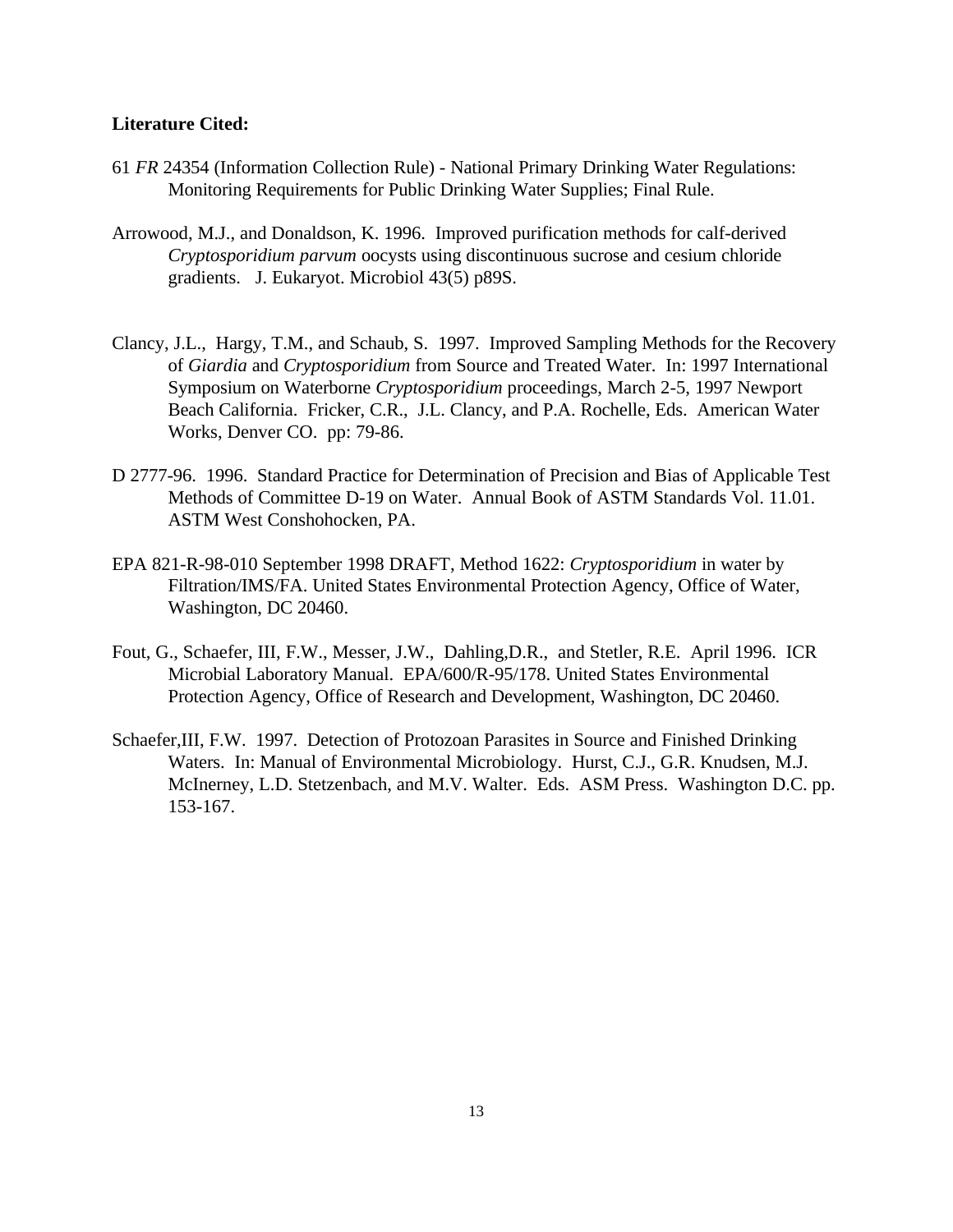**Literature Cited:**

61 *FR* 24354 (Information Collection Rule) - National Primary Drinking Water Regulations: Monitoring Requirements for Public Drinking Water Supplies; Final Rule.

Arrowood, M.J., and Donaldson, K. 1996. Improved purification methods for calf-derived *Cryptosporidium parvum* oocysts using discontinuous sucrose and cesium chloride gradients. J. Eukaryot. Microbiol 43(5) p89S.

Clancy, J.L., Hargy, T.M., and Schaub, S. 1997. Improved Sampling Methods for the Recovery of *Giardia* and *Cryptosporidium* from Source and Treated Water. In: 1997 International Symposium on Waterborne *Cryptosporidium* proceedings, March 2-5, 1997 Newport Beach California. Fricker, C.R., J.L. Clancy, and P.A. Rochelle, Eds. American Water Works, Denver CO. pp: 79-86.

D 2777-96. 1996. Standard Practice for Determination of Precision and Bias of Applicable Test Methods of Committee D-19 on Water. Annual Book of ASTM Standards Vol. 11.01. ASTM West Conshohocken, PA.

EPA 821-R-98-010 September 1998 DRAFT, Method 1622: *Cryptosporidium* in water by Filtration/IMS/FA. United States Environmental Protection Agency, Office of Water, Washington, DC 20460.

Fout, G., Schaefer, III, F.W., Messer, J.W., Dahling,D.R., and Stetler, R.E. April 1996. ICR Microbial Laboratory Manual. EPA/600/R-95/178. United States Environmental Protection Agency, Office of Research and Development, Washington, DC 20460.

Schaefer,III, F.W. 1997. Detection of Protozoan Parasites in Source and Finished Drinking Waters. In: Manual of Environmental Microbiology. Hurst, C.J., G.R. Knudsen, M.J. McInerney, L.D. Stetzenbach, and M.V. Walter. Eds. ASM Press. Washington D.C. pp. 153-167.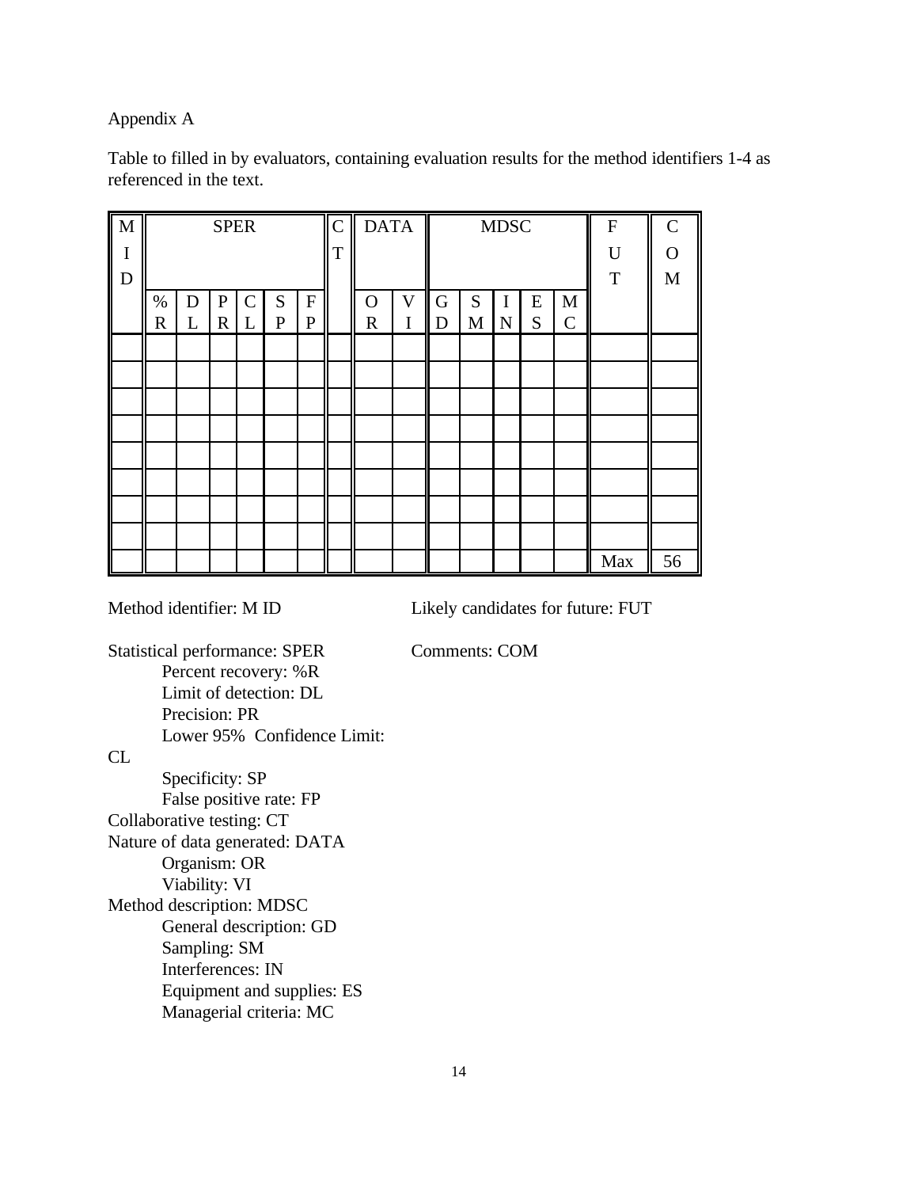Appendix A

Table to filled in by evaluators, containing evaluation results for the method identifiers 1-4 as referenced in the text.

| M ID | SPER | | | | | | CT | DATA | | MDSC | | | | | FUT | COM |
|---|---|---|---|---|---|---|---|---|---|---|---|---|---|---|---|---|
| | %R | DL | PR | CL | SP | FP | | OR | VI | GD | SM | IN | ES | MC | | |
| | | | | | | | | | | | | | | | | |
| | | | | | | | | | | | | | | | | |
| | | | | | | | | | | | | | | | | |
| | | | | | | | | | | | | | | | | |
| | | | | | | | | | | | | | | | | |
| | | | | | | | | | | | | | | | | |
| | | | | | | | | | | | | | | | | |
| | | | | | | | | | | | | | | | | |
| | | | | | | | | | | | | | | | Max | 56 |

Method identifier: M ID

Statistical performance: SPER
- Percent recovery: %R
- Limit of detection: DL
- Precision: PR
- Lower 95% Confidence Limit: CL
- Specificity: SP
- False positive rate: FP

Collaborative testing: CT

Nature of data generated: DATA
- Organism: OR
- Viability: VI

Method description: MDSC
- General description: GD
- Sampling: SM
- Interferences: IN
- Equipment and supplies: ES
- Managerial criteria: MC

Likely candidates for future: FUT

Comments: COM